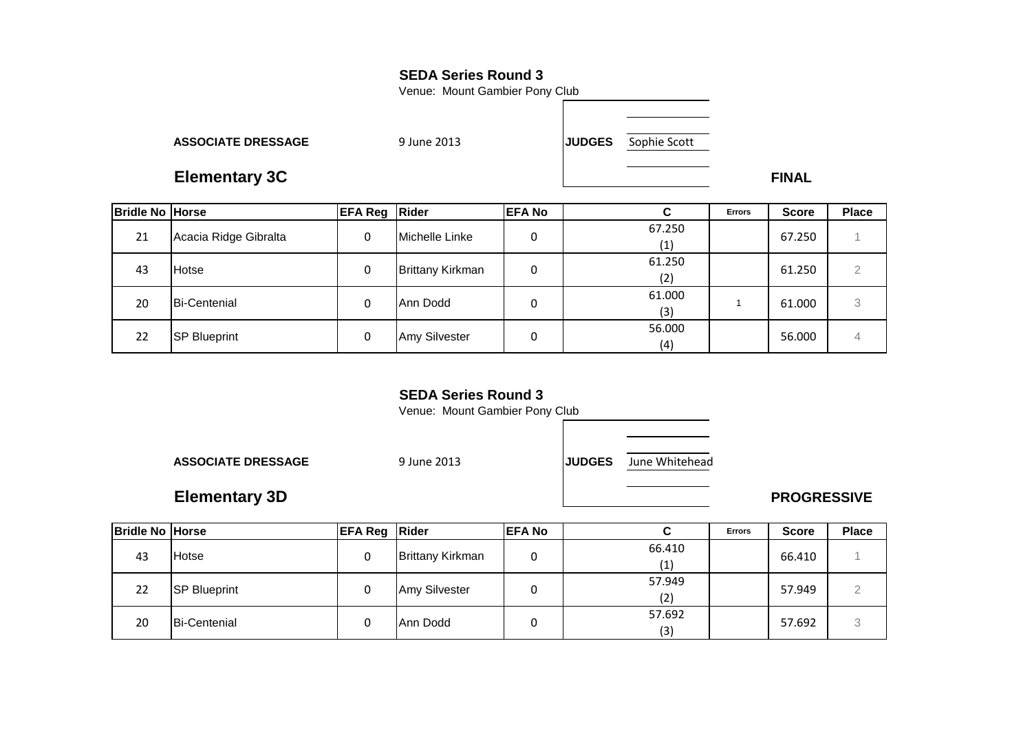## SEDA Series Round 3

Venue: Mount Gambier Pony Club

**ASSOCIATE DRESSAGE** 9 June 2013 **JUDGES** Sophie Scott

## Elementary 3C

**FINAL**

| Bridle No | Horse | EFA Reg | Rider | EFA No | C | Errors | Score | Place |
|---|---|---|---|---|---|---|---|---|
| 21 | Acacia Ridge Gibralta | 0 | Michelle Linke | 0 | 67.250 (1) | | 67.250 | 1 |
| 43 | Hotse | 0 | Brittany Kirkman | 0 | 61.250 (2) | | 61.250 | 2 |
| 20 | Bi-Centenial | 0 | Ann Dodd | 0 | 61.000 (3) | 1 | 61.000 | 3 |
| 22 | SP Blueprint | 0 | Amy Silvester | 0 | 56.000 (4) | | 56.000 | 4 |

## SEDA Series Round 3

Venue: Mount Gambier Pony Club

**ASSOCIATE DRESSAGE** 9 June 2013 **JUDGES** June Whitehead

## Elementary 3D

**PROGRESSIVE**

| Bridle No | Horse | EFA Reg | Rider | EFA No | C | Errors | Score | Place |
|---|---|---|---|---|---|---|---|---|
| 43 | Hotse | 0 | Brittany Kirkman | 0 | 66.410 (1) | | 66.410 | 1 |
| 22 | SP Blueprint | 0 | Amy Silvester | 0 | 57.949 (2) | | 57.949 | 2 |
| 20 | Bi-Centenial | 0 | Ann Dodd | 0 | 57.692 (3) | | 57.692 | 3 |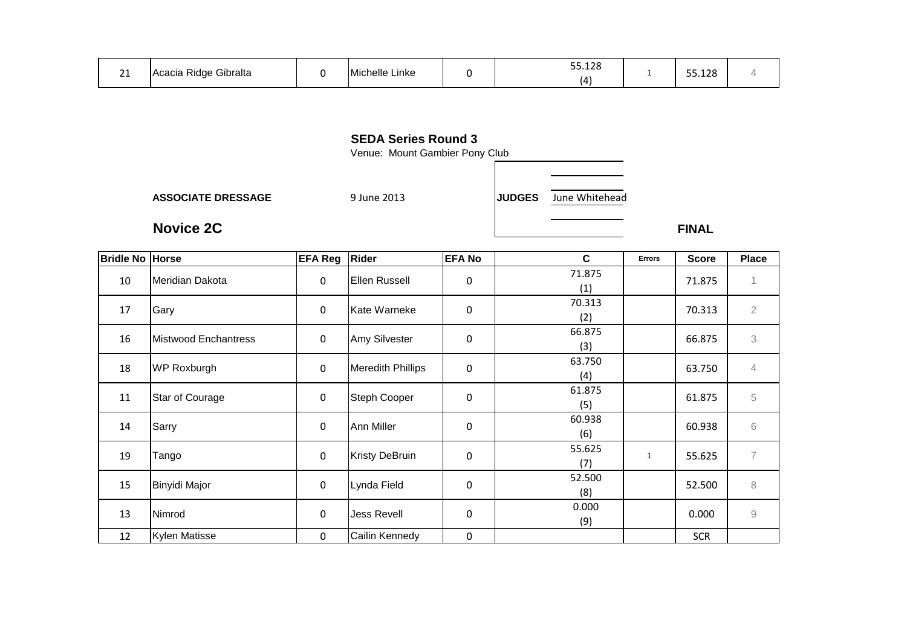| 21 | Acacia Ridge Gibralta | 0 | Michelle Linke | 0 | 55.128 (4) | 1 | 55.128 | 4 |
|---|---|---|---|---|---|---|---|---|

**SEDA Series Round 3**
Venue: Mount Gambier Pony Club

**ASSOCIATE DRESSAGE** 9 June 2013 **JUDGES** June Whitehead

## Novice 2C

**FINAL**

| Bridle No | Horse | EFA Reg | Rider | EFA No | C | Errors | Score | Place |
|---|---|---|---|---|---|---|---|---|
| 10 | Meridian Dakota | 0 | Ellen Russell | 0 | 71.875 (1) | | 71.875 | 1 |
| 17 | Gary | 0 | Kate Warneke | 0 | 70.313 (2) | | 70.313 | 2 |
| 16 | Mistwood Enchantress | 0 | Amy Silvester | 0 | 66.875 (3) | | 66.875 | 3 |
| 18 | WP Roxburgh | 0 | Meredith Phillips | 0 | 63.750 (4) | | 63.750 | 4 |
| 11 | Star of Courage | 0 | Steph Cooper | 0 | 61.875 (5) | | 61.875 | 5 |
| 14 | Sarry | 0 | Ann Miller | 0 | 60.938 (6) | | 60.938 | 6 |
| 19 | Tango | 0 | Kristy DeBruin | 0 | 55.625 (7) | 1 | 55.625 | 7 |
| 15 | Binyidi Major | 0 | Lynda Field | 0 | 52.500 (8) | | 52.500 | 8 |
| 13 | Nimrod | 0 | Jess Revell | 0 | 0.000 (9) | | 0.000 | 9 |
| 12 | Kylen Matisse | 0 | Cailin Kennedy | 0 | | | SCR | |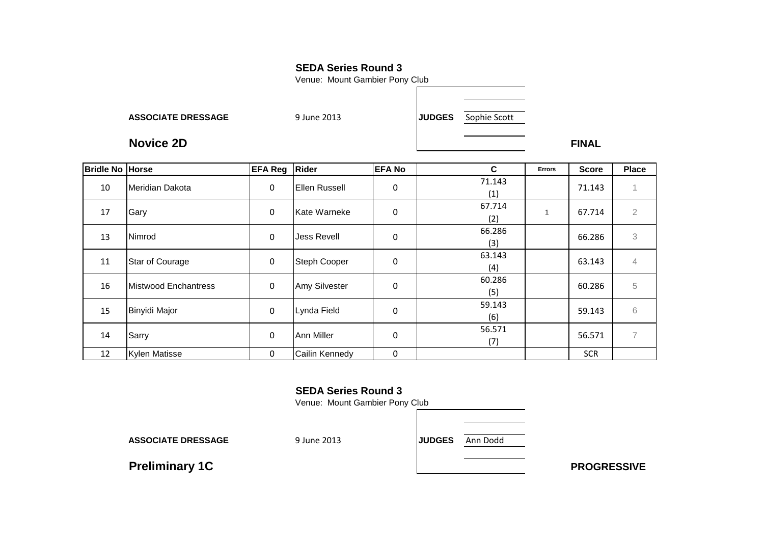**SEDA Series Round 3**

Venue: Mount Gambier Pony Club

**ASSOCIATE DRESSAGE** 9 June 2013 **JUDGES** Sophie Scott

## Novice 2D

**FINAL**

| Bridle No | Horse | EFA Reg | Rider | EFA No | C | Errors | Score | Place |
|---|---|---|---|---|---|---|---|---|
| 10 | Meridian Dakota | 0 | Ellen Russell | 0 | 71.143 (1) | | 71.143 | 1 |
| 17 | Gary | 0 | Kate Warneke | 0 | 67.714 (2) | 1 | 67.714 | 2 |
| 13 | Nimrod | 0 | Jess Revell | 0 | 66.286 (3) | | 66.286 | 3 |
| 11 | Star of Courage | 0 | Steph Cooper | 0 | 63.143 (4) | | 63.143 | 4 |
| 16 | Mistwood Enchantress | 0 | Amy Silvester | 0 | 60.286 (5) | | 60.286 | 5 |
| 15 | Binyidi Major | 0 | Lynda Field | 0 | 59.143 (6) | | 59.143 | 6 |
| 14 | Sarry | 0 | Ann Miller | 0 | 56.571 (7) | | 56.571 | 7 |
| 12 | Kylen Matisse | 0 | Cailin Kennedy | 0 | | | SCR | |

**SEDA Series Round 3**

Venue: Mount Gambier Pony Club

**ASSOCIATE DRESSAGE** 9 June 2013 **JUDGES** Ann Dodd

## Preliminary 1C

**PROGRESSIVE**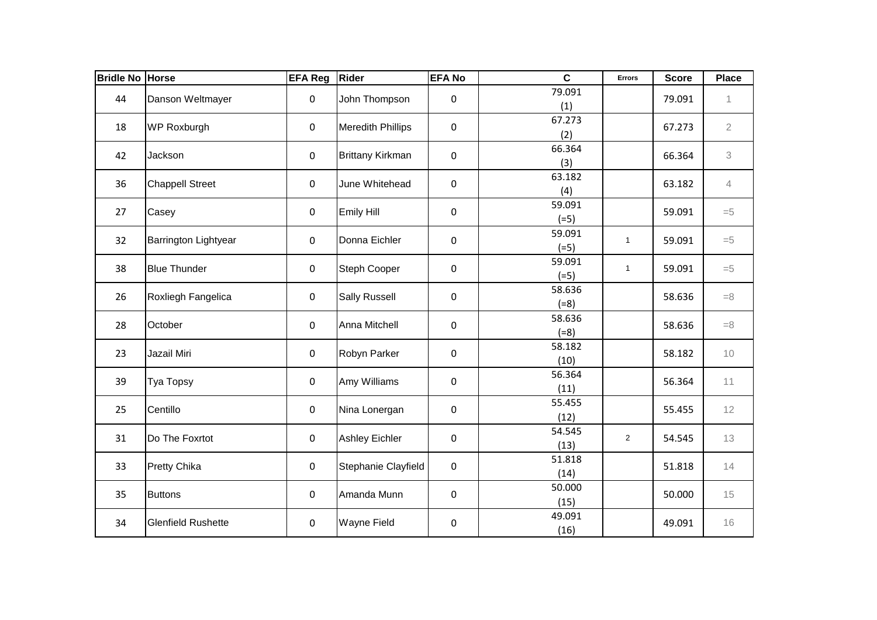| Bridle No | Horse | EFA Reg | Rider | EFA No | C | Errors | Score | Place |
|---|---|---|---|---|---|---|---|---|
| 44 | Danson Weltmayer | 0 | John Thompson | 0 | 79.091 (1) | | 79.091 | 1 |
| 18 | WP Roxburgh | 0 | Meredith Phillips | 0 | 67.273 (2) | | 67.273 | 2 |
| 42 | Jackson | 0 | Brittany Kirkman | 0 | 66.364 (3) | | 66.364 | 3 |
| 36 | Chappell Street | 0 | June Whitehead | 0 | 63.182 (4) | | 63.182 | 4 |
| 27 | Casey | 0 | Emily Hill | 0 | 59.091 (=5) | | 59.091 | =5 |
| 32 | Barrington Lightyear | 0 | Donna Eichler | 0 | 59.091 (=5) | 1 | 59.091 | =5 |
| 38 | Blue Thunder | 0 | Steph Cooper | 0 | 59.091 (=5) | 1 | 59.091 | =5 |
| 26 | Roxliegh Fangelica | 0 | Sally Russell | 0 | 58.636 (=8) | | 58.636 | =8 |
| 28 | October | 0 | Anna Mitchell | 0 | 58.636 (=8) | | 58.636 | =8 |
| 23 | Jazail Miri | 0 | Robyn Parker | 0 | 58.182 (10) | | 58.182 | 10 |
| 39 | Tya Topsy | 0 | Amy Williams | 0 | 56.364 (11) | | 56.364 | 11 |
| 25 | Centillo | 0 | Nina Lonergan | 0 | 55.455 (12) | | 55.455 | 12 |
| 31 | Do The Foxrtot | 0 | Ashley Eichler | 0 | 54.545 (13) | 2 | 54.545 | 13 |
| 33 | Pretty Chika | 0 | Stephanie Clayfield | 0 | 51.818 (14) | | 51.818 | 14 |
| 35 | Buttons | 0 | Amanda Munn | 0 | 50.000 (15) | | 50.000 | 15 |
| 34 | Glenfield Rushette | 0 | Wayne Field | 0 | 49.091 (16) | | 49.091 | 16 |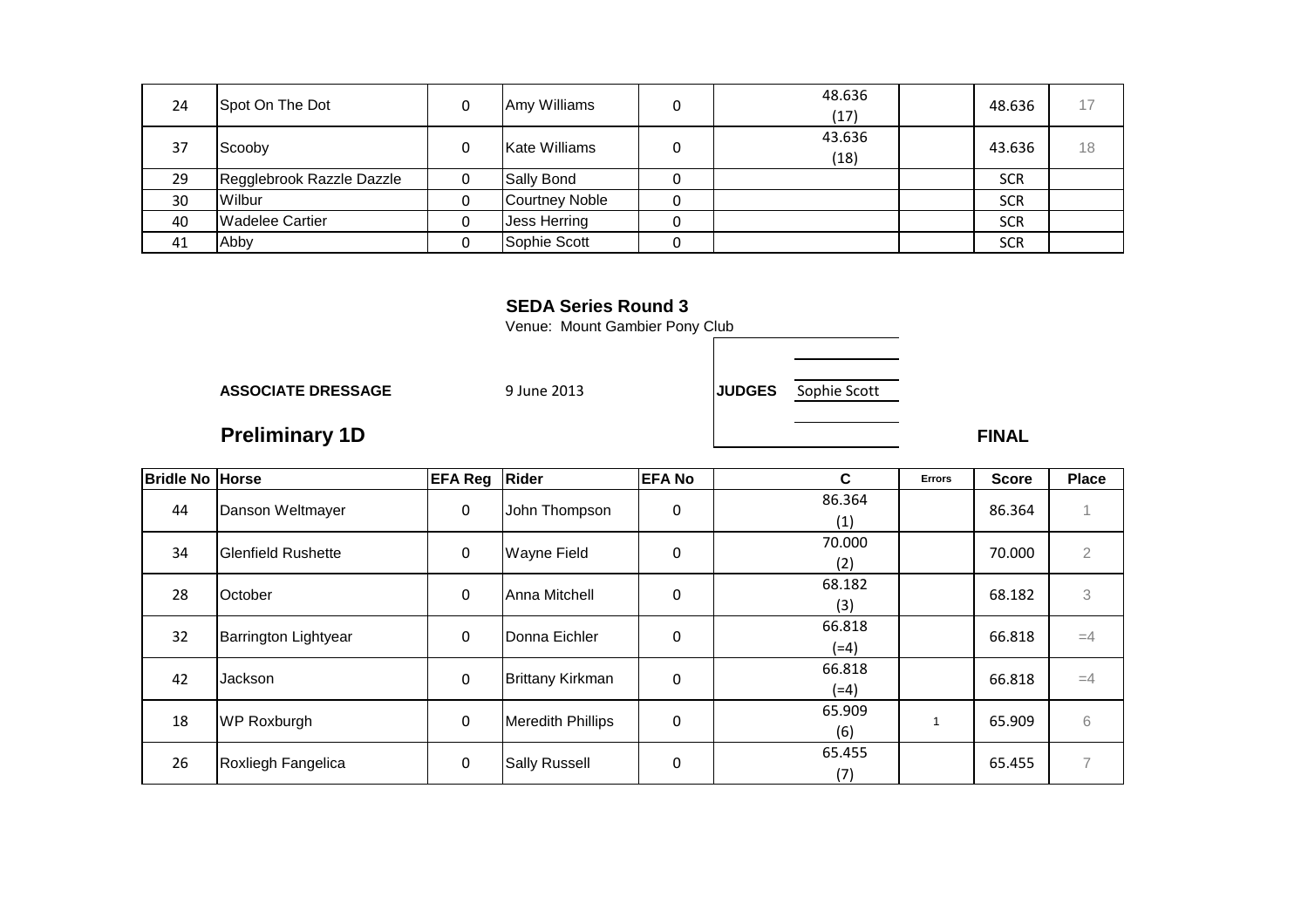| 24 | Spot On The Dot | 0 | Amy Williams | 0 | 48.636 (17) | | 48.636 | 17 |
|---|---|---|---|---|---|---|---|---|
| 37 | Scooby | 0 | Kate Williams | 0 | 43.636 (18) | | 43.636 | 18 |
| 29 | Regglebrook Razzle Dazzle | 0 | Sally Bond | 0 | | | SCR | |
| 30 | Wilbur | 0 | Courtney Noble | 0 | | | SCR | |
| 40 | Wadelee Cartier | 0 | Jess Herring | 0 | | | SCR | |
| 41 | Abby | 0 | Sophie Scott | 0 | | | SCR | |

**SEDA Series Round 3**

Venue: Mount Gambier Pony Club

**ASSOCIATE DRESSAGE** 9 June 2013 **JUDGES** Sophie Scott

## Preliminary 1D

**FINAL**

| Bridle No | Horse | EFA Reg | Rider | EFA No | C | Errors | Score | Place |
|---|---|---|---|---|---|---|---|---|
| 44 | Danson Weltmayer | 0 | John Thompson | 0 | 86.364 (1) | | 86.364 | 1 |
| 34 | Glenfield Rushette | 0 | Wayne Field | 0 | 70.000 (2) | | 70.000 | 2 |
| 28 | October | 0 | Anna Mitchell | 0 | 68.182 (3) | | 68.182 | 3 |
| 32 | Barrington Lightyear | 0 | Donna Eichler | 0 | 66.818 (=4) | | 66.818 | =4 |
| 42 | Jackson | 0 | Brittany Kirkman | 0 | 66.818 (=4) | | 66.818 | =4 |
| 18 | WP Roxburgh | 0 | Meredith Phillips | 0 | 65.909 (6) | 1 | 65.909 | 6 |
| 26 | Roxliegh Fangelica | 0 | Sally Russell | 0 | 65.455 (7) | | 65.455 | 7 |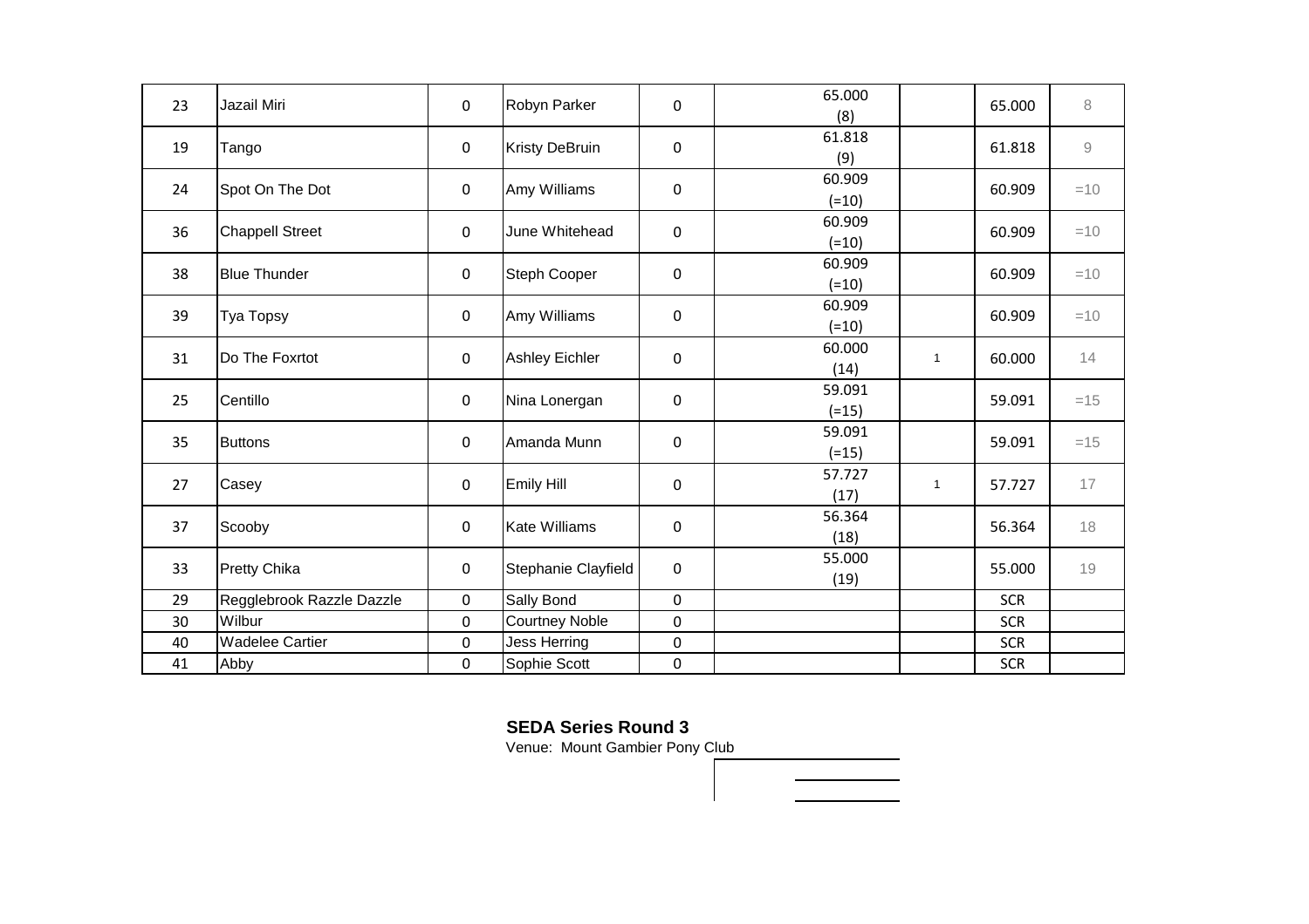| | | | | | | | | |
|---|---|---|---|---|---|---|---|---|
| 23 | Jazail Miri | 0 | Robyn Parker | 0 | 65.000 (8) | | 65.000 | 8 |
| 19 | Tango | 0 | Kristy DeBruin | 0 | 61.818 (9) | | 61.818 | 9 |
| 24 | Spot On The Dot | 0 | Amy Williams | 0 | 60.909 (=10) | | 60.909 | =10 |
| 36 | Chappell Street | 0 | June Whitehead | 0 | 60.909 (=10) | | 60.909 | =10 |
| 38 | Blue Thunder | 0 | Steph Cooper | 0 | 60.909 (=10) | | 60.909 | =10 |
| 39 | Tya Topsy | 0 | Amy Williams | 0 | 60.909 (=10) | | 60.909 | =10 |
| 31 | Do The Foxrtot | 0 | Ashley Eichler | 0 | 60.000 (14) | 1 | 60.000 | 14 |
| 25 | Centillo | 0 | Nina Lonergan | 0 | 59.091 (=15) | | 59.091 | =15 |
| 35 | Buttons | 0 | Amanda Munn | 0 | 59.091 (=15) | | 59.091 | =15 |
| 27 | Casey | 0 | Emily Hill | 0 | 57.727 (17) | 1 | 57.727 | 17 |
| 37 | Scooby | 0 | Kate Williams | 0 | 56.364 (18) | | 56.364 | 18 |
| 33 | Pretty Chika | 0 | Stephanie Clayfield | 0 | 55.000 (19) | | 55.000 | 19 |
| 29 | Regglebrook Razzle Dazzle | 0 | Sally Bond | 0 | | | SCR | |
| 30 | Wilbur | 0 | Courtney Noble | 0 | | | SCR | |
| 40 | Wadelee Cartier | 0 | Jess Herring | 0 | | | SCR | |
| 41 | Abby | 0 | Sophie Scott | 0 | | | SCR | |

**SEDA Series Round 3**

Venue: Mount Gambier Pony Club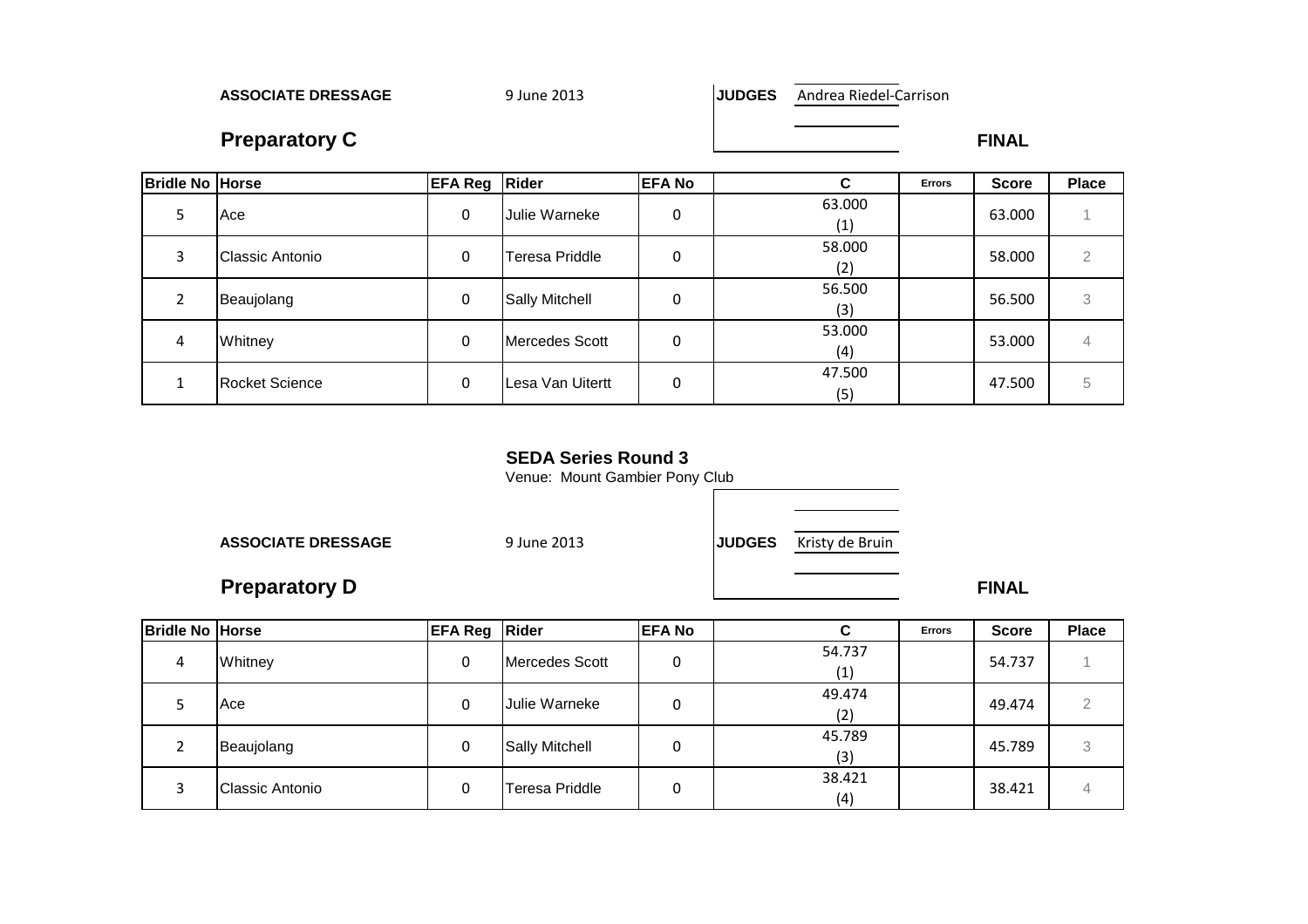**ASSOCIATE DRESSAGE** 9 June 2013 **JUDGES** Andrea Riedel-Carrison

## Preparatory C

**FINAL**

| Bridle No | Horse | EFA Reg | Rider | EFA No | C | Errors | Score | Place |
|---|---|---|---|---|---|---|---|---|
| 5 | Ace | 0 | Julie Warneke | 0 | 63.000 (1) | | 63.000 | 1 |
| 3 | Classic Antonio | 0 | Teresa Priddle | 0 | 58.000 (2) | | 58.000 | 2 |
| 2 | Beaujolang | 0 | Sally Mitchell | 0 | 56.500 (3) | | 56.500 | 3 |
| 4 | Whitney | 0 | Mercedes Scott | 0 | 53.000 (4) | | 53.000 | 4 |
| 1 | Rocket Science | 0 | Lesa Van Uitertt | 0 | 47.500 (5) | | 47.500 | 5 |

**SEDA Series Round 3**

Venue: Mount Gambier Pony Club

**ASSOCIATE DRESSAGE** 9 June 2013 **JUDGES** Kristy de Bruin

## Preparatory D

**FINAL**

| Bridle No | Horse | EFA Reg | Rider | EFA No | C | Errors | Score | Place |
|---|---|---|---|---|---|---|---|---|
| 4 | Whitney | 0 | Mercedes Scott | 0 | 54.737 (1) | | 54.737 | 1 |
| 5 | Ace | 0 | Julie Warneke | 0 | 49.474 (2) | | 49.474 | 2 |
| 2 | Beaujolang | 0 | Sally Mitchell | 0 | 45.789 (3) | | 45.789 | 3 |
| 3 | Classic Antonio | 0 | Teresa Priddle | 0 | 38.421 (4) | | 38.421 | 4 |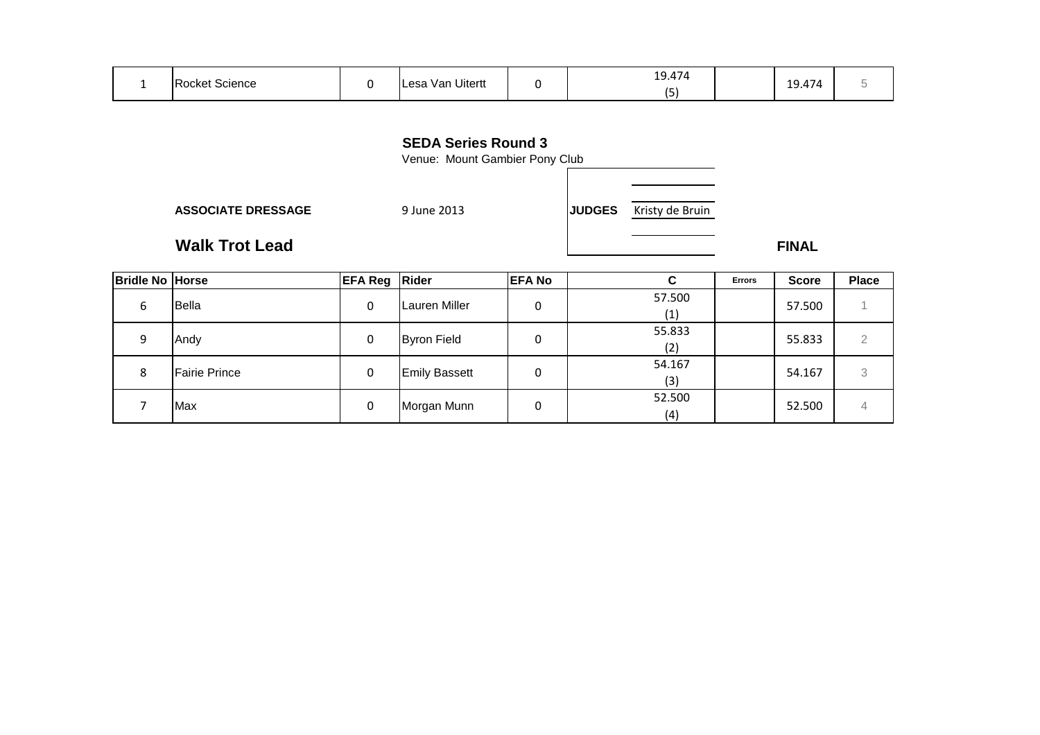| | | | | | | | | |
|---|---|---|---|---|---|---|---|---|
| 1 | Rocket Science | 0 | Lesa Van Uitertt | 0 | 19.474 (5) | | 19.474 | 5 |

**SEDA Series Round 3**

Venue: Mount Gambier Pony Club

**ASSOCIATE DRESSAGE** 9 June 2013 **JUDGES** Kristy de Bruin

## Walk Trot Lead

**FINAL**

| Bridle No | Horse | EFA Reg | Rider | EFA No | C | Errors | Score | Place |
|---|---|---|---|---|---|---|---|---|
| 6 | Bella | 0 | Lauren Miller | 0 | 57.500 (1) | | 57.500 | 1 |
| 9 | Andy | 0 | Byron Field | 0 | 55.833 (2) | | 55.833 | 2 |
| 8 | Fairie Prince | 0 | Emily Bassett | 0 | 54.167 (3) | | 54.167 | 3 |
| 7 | Max | 0 | Morgan Munn | 0 | 52.500 (4) | | 52.500 | 4 |